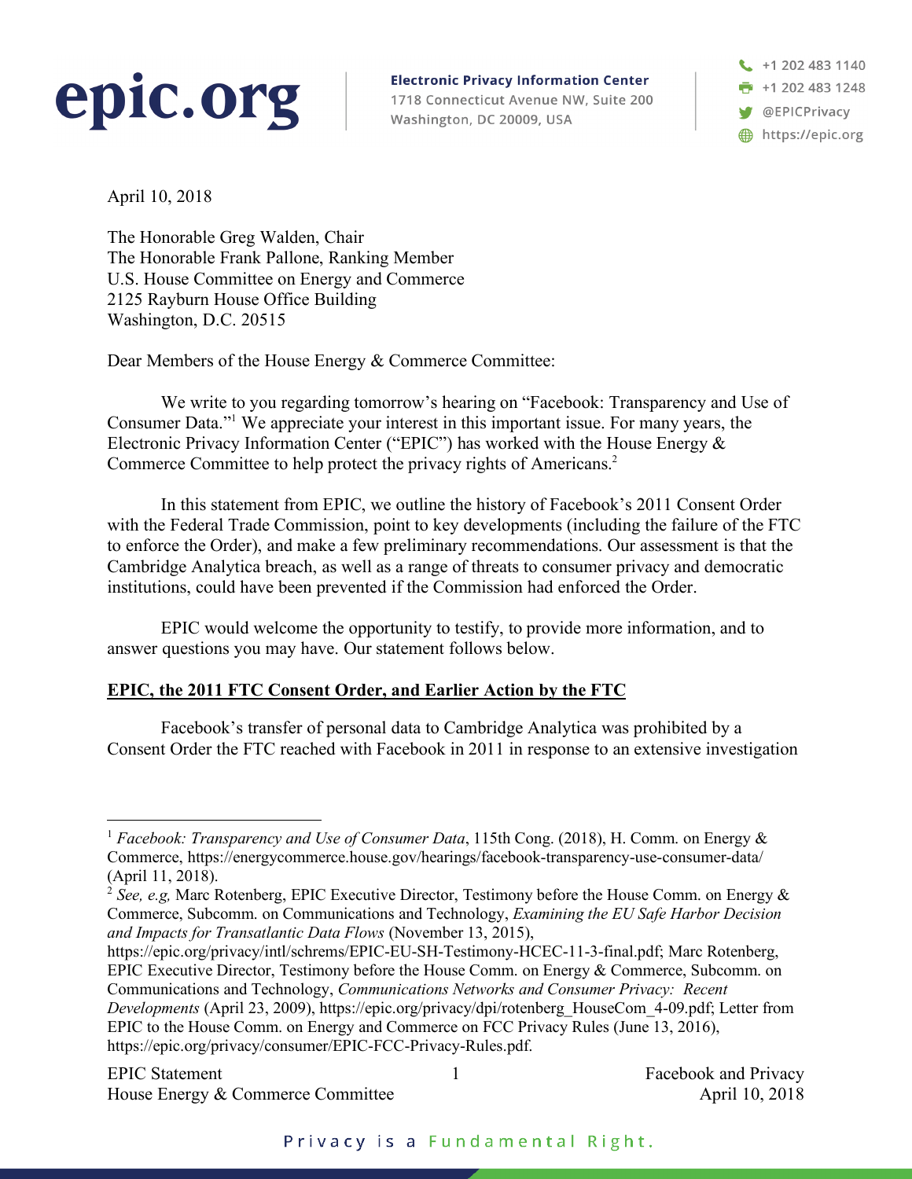**epic.org**

**Electronic Privacy Information Center**
1718 Connecticut Avenue NW, Suite 200
Washington, DC 20009, USA

+1 202 483 1140
+1 202 483 1248
@EPICPrivacy
https://epic.org

April 10, 2018

The Honorable Greg Walden, Chair
The Honorable Frank Pallone, Ranking Member
U.S. House Committee on Energy and Commerce
2125 Rayburn House Office Building
Washington, D.C. 20515

Dear Members of the House Energy & Commerce Committee:

We write to you regarding tomorrow's hearing on "Facebook: Transparency and Use of Consumer Data."[1] We appreciate your interest in this important issue. For many years, the Electronic Privacy Information Center ("EPIC") has worked with the House Energy & Commerce Committee to help protect the privacy rights of Americans.[2]

In this statement from EPIC, we outline the history of Facebook's 2011 Consent Order with the Federal Trade Commission, point to key developments (including the failure of the FTC to enforce the Order), and make a few preliminary recommendations. Our assessment is that the Cambridge Analytica breach, as well as a range of threats to consumer privacy and democratic institutions, could have been prevented if the Commission had enforced the Order.

EPIC would welcome the opportunity to testify, to provide more information, and to answer questions you may have. Our statement follows below.

**EPIC, the 2011 FTC Consent Order, and Earlier Action by the FTC**

Facebook's transfer of personal data to Cambridge Analytica was prohibited by a Consent Order the FTC reached with Facebook in 2011 in response to an extensive investigation

---

[1] *Facebook: Transparency and Use of Consumer Data*, 115th Cong. (2018), H. Comm. on Energy & Commerce, https://energycommerce.house.gov/hearings/facebook-transparency-use-consumer-data/ (April 11, 2018).

[2] *See, e.g,* Marc Rotenberg, EPIC Executive Director, Testimony before the House Comm. on Energy & Commerce, Subcomm. on Communications and Technology, *Examining the EU Safe Harbor Decision and Impacts for Transatlantic Data Flows* (November 13, 2015), https://epic.org/privacy/intl/schrems/EPIC-EU-SH-Testimony-HCEC-11-3-final.pdf; Marc Rotenberg, EPIC Executive Director, Testimony before the House Comm. on Energy & Commerce, Subcomm. on Communications and Technology, *Communications Networks and Consumer Privacy: Recent Developments* (April 23, 2009), https://epic.org/privacy/dpi/rotenberg_HouseCom_4-09.pdf; Letter from EPIC to the House Comm. on Energy and Commerce on FCC Privacy Rules (June 13, 2016), https://epic.org/privacy/consumer/EPIC-FCC-Privacy-Rules.pdf.

Privacy is a Fundamental Right.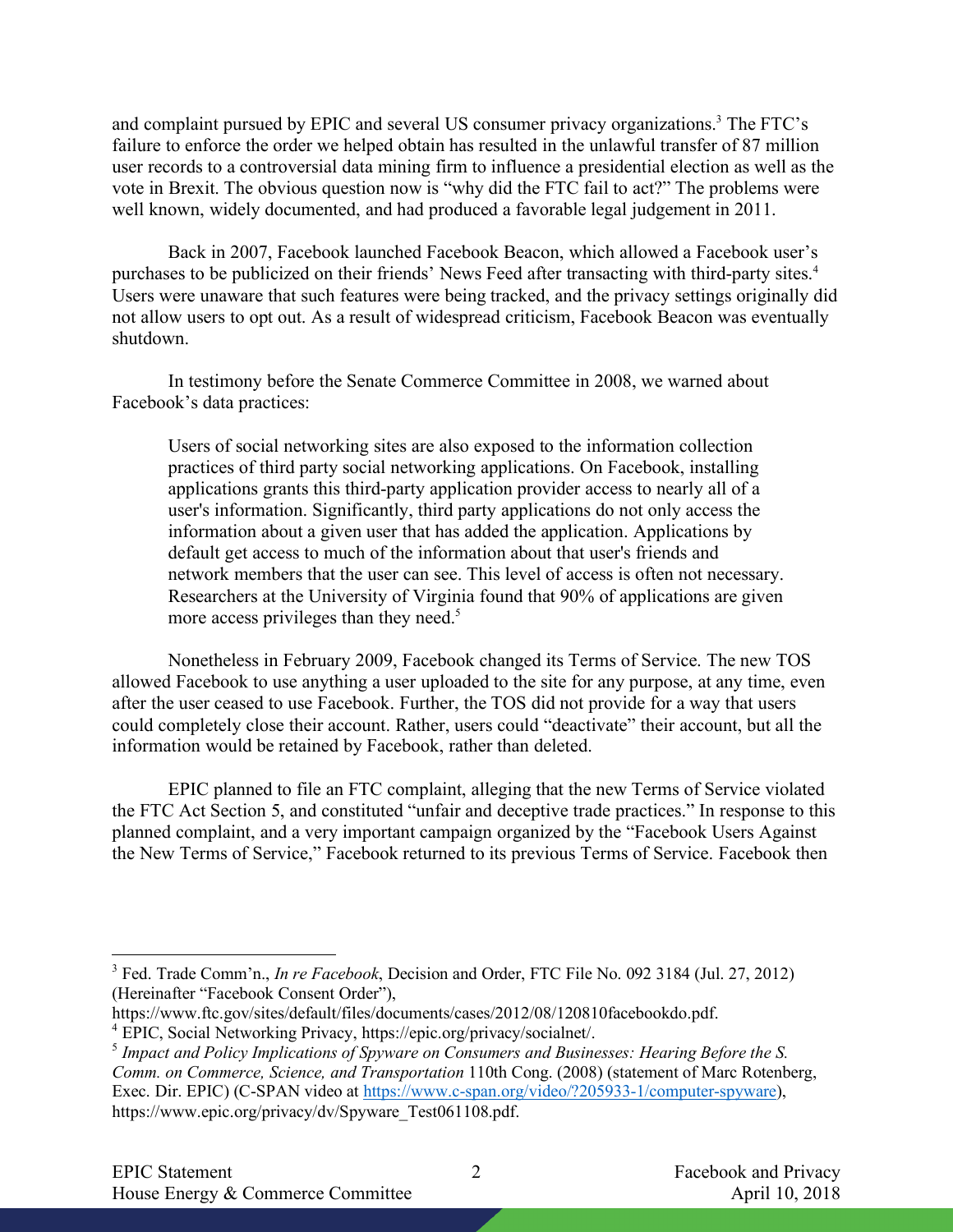and complaint pursued by EPIC and several US consumer privacy organizations.[3] The FTC's failure to enforce the order we helped obtain has resulted in the unlawful transfer of 87 million user records to a controversial data mining firm to influence a presidential election as well as the vote in Brexit. The obvious question now is "why did the FTC fail to act?" The problems were well known, widely documented, and had produced a favorable legal judgement in 2011.

Back in 2007, Facebook launched Facebook Beacon, which allowed a Facebook user's purchases to be publicized on their friends' News Feed after transacting with third-party sites.[4] Users were unaware that such features were being tracked, and the privacy settings originally did not allow users to opt out. As a result of widespread criticism, Facebook Beacon was eventually shutdown.

In testimony before the Senate Commerce Committee in 2008, we warned about Facebook's data practices:

> Users of social networking sites are also exposed to the information collection practices of third party social networking applications. On Facebook, installing applications grants this third-party application provider access to nearly all of a user's information. Significantly, third party applications do not only access the information about a given user that has added the application. Applications by default get access to much of the information about that user's friends and network members that the user can see. This level of access is often not necessary. Researchers at the University of Virginia found that 90% of applications are given more access privileges than they need.[5]

Nonetheless in February 2009, Facebook changed its Terms of Service. The new TOS allowed Facebook to use anything a user uploaded to the site for any purpose, at any time, even after the user ceased to use Facebook. Further, the TOS did not provide for a way that users could completely close their account. Rather, users could "deactivate" their account, but all the information would be retained by Facebook, rather than deleted.

EPIC planned to file an FTC complaint, alleging that the new Terms of Service violated the FTC Act Section 5, and constituted "unfair and deceptive trade practices." In response to this planned complaint, and a very important campaign organized by the "Facebook Users Against the New Terms of Service," Facebook returned to its previous Terms of Service. Facebook then

---

[3] Fed. Trade Comm'n., *In re Facebook*, Decision and Order, FTC File No. 092 3184 (Jul. 27, 2012) (Hereinafter "Facebook Consent Order"), https://www.ftc.gov/sites/default/files/documents/cases/2012/08/120810facebookdo.pdf.

[4] EPIC, Social Networking Privacy, https://epic.org/privacy/socialnet/.

[5] *Impact and Policy Implications of Spyware on Consumers and Businesses: Hearing Before the S. Comm. on Commerce, Science, and Transportation* 110th Cong. (2008) (statement of Marc Rotenberg, Exec. Dir. EPIC) (C-SPAN video at https://www.c-span.org/video/?205933-1/computer-spyware), https://www.epic.org/privacy/dv/Spyware_Test061108.pdf.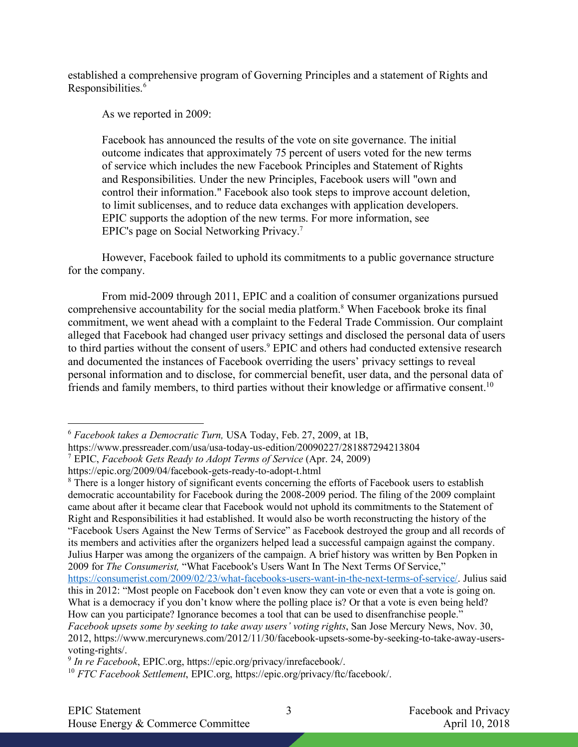established a comprehensive program of Governing Principles and a statement of Rights and Responsibilities.[6]

As we reported in 2009:

> Facebook has announced the results of the vote on site governance. The initial outcome indicates that approximately 75 percent of users voted for the new terms of service which includes the new Facebook Principles and Statement of Rights and Responsibilities. Under the new Principles, Facebook users will "own and control their information." Facebook also took steps to improve account deletion, to limit sublicenses, and to reduce data exchanges with application developers. EPIC supports the adoption of the new terms. For more information, see EPIC's page on Social Networking Privacy.[7]

However, Facebook failed to uphold its commitments to a public governance structure for the company.

From mid-2009 through 2011, EPIC and a coalition of consumer organizations pursued comprehensive accountability for the social media platform.[8] When Facebook broke its final commitment, we went ahead with a complaint to the Federal Trade Commission. Our complaint alleged that Facebook had changed user privacy settings and disclosed the personal data of users to third parties without the consent of users.[9] EPIC and others had conducted extensive research and documented the instances of Facebook overriding the users' privacy settings to reveal personal information and to disclose, for commercial benefit, user data, and the personal data of friends and family members, to third parties without their knowledge or affirmative consent.[10]

---

[6] *Facebook takes a Democratic Turn,* USA Today, Feb. 27, 2009, at 1B, https://www.pressreader.com/usa/usa-today-us-edition/20090227/281887294213804

[7] EPIC, *Facebook Gets Ready to Adopt Terms of Service* (Apr. 24, 2009) https://epic.org/2009/04/facebook-gets-ready-to-adopt-t.html

[8] There is a longer history of significant events concerning the efforts of Facebook users to establish democratic accountability for Facebook during the 2008-2009 period. The filing of the 2009 complaint came about after it became clear that Facebook would not uphold its commitments to the Statement of Right and Responsibilities it had established. It would also be worth reconstructing the history of the "Facebook Users Against the New Terms of Service" as Facebook destroyed the group and all records of its members and activities after the organizers helped lead a successful campaign against the company. Julius Harper was among the organizers of the campaign. A brief history was written by Ben Popken in 2009 for *The Consumerist,* "What Facebook's Users Want In The Next Terms Of Service," https://consumerist.com/2009/02/23/what-facebooks-users-want-in-the-next-terms-of-service/. Julius said this in 2012: "Most people on Facebook don't even know they can vote or even that a vote is going on. What is a democracy if you don't know where the polling place is? Or that a vote is even being held? How can you participate? Ignorance becomes a tool that can be used to disenfranchise people." *Facebook upsets some by seeking to take away users' voting rights*, San Jose Mercury News, Nov. 30, 2012, https://www.mercurynews.com/2012/11/30/facebook-upsets-some-by-seeking-to-take-away-users-voting-rights/.

[9] *In re Facebook*, EPIC.org, https://epic.org/privacy/inrefacebook/.

[10] *FTC Facebook Settlement*, EPIC.org, https://epic.org/privacy/ftc/facebook/.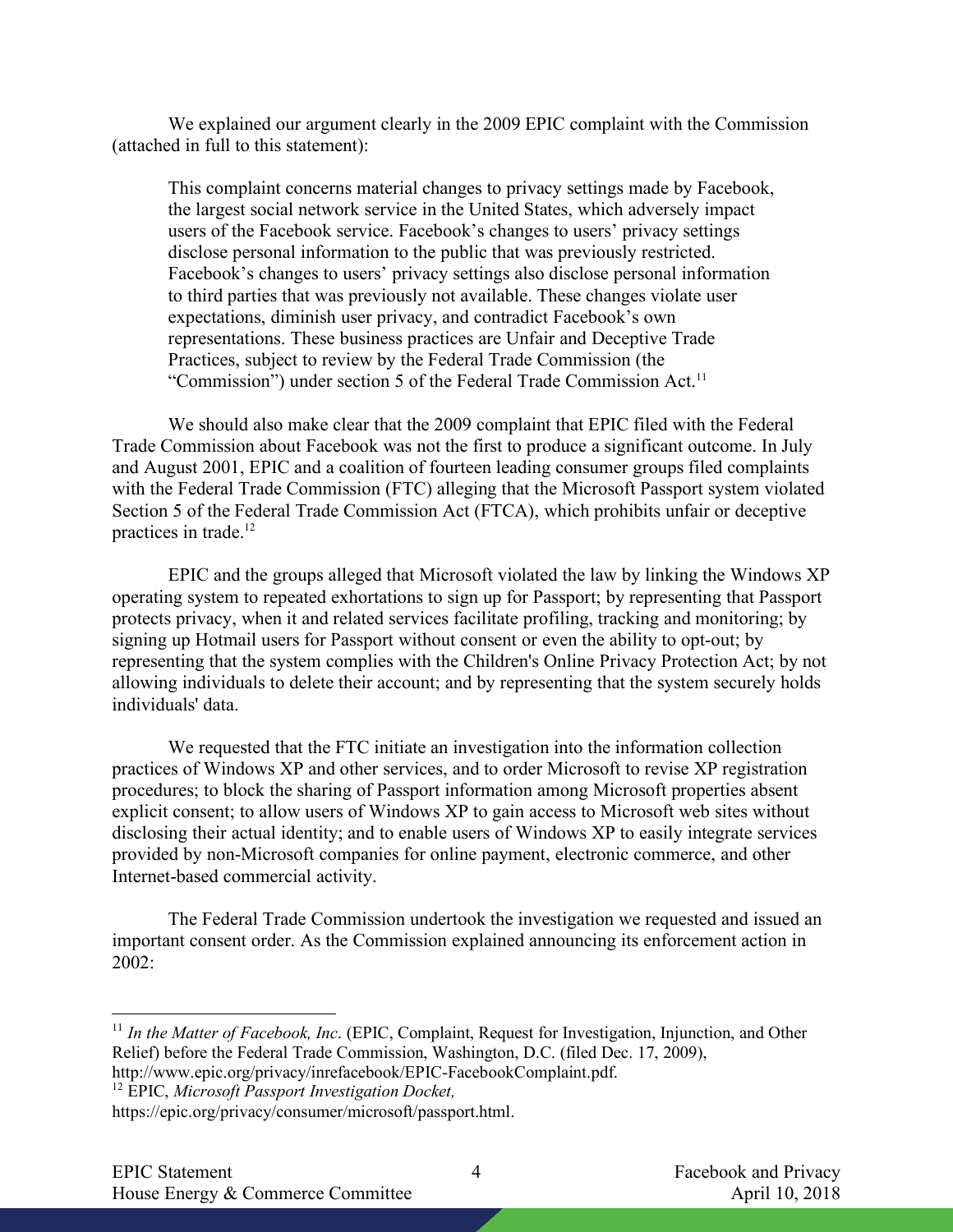We explained our argument clearly in the 2009 EPIC complaint with the Commission (attached in full to this statement):

> This complaint concerns material changes to privacy settings made by Facebook, the largest social network service in the United States, which adversely impact users of the Facebook service. Facebook's changes to users' privacy settings disclose personal information to the public that was previously restricted. Facebook's changes to users' privacy settings also disclose personal information to third parties that was previously not available. These changes violate user expectations, diminish user privacy, and contradict Facebook's own representations. These business practices are Unfair and Deceptive Trade Practices, subject to review by the Federal Trade Commission (the "Commission") under section 5 of the Federal Trade Commission Act.[11]

We should also make clear that the 2009 complaint that EPIC filed with the Federal Trade Commission about Facebook was not the first to produce a significant outcome. In July and August 2001, EPIC and a coalition of fourteen leading consumer groups filed complaints with the Federal Trade Commission (FTC) alleging that the Microsoft Passport system violated Section 5 of the Federal Trade Commission Act (FTCA), which prohibits unfair or deceptive practices in trade.[12]

EPIC and the groups alleged that Microsoft violated the law by linking the Windows XP operating system to repeated exhortations to sign up for Passport; by representing that Passport protects privacy, when it and related services facilitate profiling, tracking and monitoring; by signing up Hotmail users for Passport without consent or even the ability to opt-out; by representing that the system complies with the Children's Online Privacy Protection Act; by not allowing individuals to delete their account; and by representing that the system securely holds individuals' data.

We requested that the FTC initiate an investigation into the information collection practices of Windows XP and other services, and to order Microsoft to revise XP registration procedures; to block the sharing of Passport information among Microsoft properties absent explicit consent; to allow users of Windows XP to gain access to Microsoft web sites without disclosing their actual identity; and to enable users of Windows XP to easily integrate services provided by non-Microsoft companies for online payment, electronic commerce, and other Internet-based commercial activity.

The Federal Trade Commission undertook the investigation we requested and issued an important consent order. As the Commission explained announcing its enforcement action in 2002:

---

[11] *In the Matter of Facebook, Inc*. (EPIC, Complaint, Request for Investigation, Injunction, and Other Relief) before the Federal Trade Commission, Washington, D.C. (filed Dec. 17, 2009), http://www.epic.org/privacy/inrefacebook/EPIC-FacebookComplaint.pdf.

[12] EPIC, *Microsoft Passport Investigation Docket,* https://epic.org/privacy/consumer/microsoft/passport.html.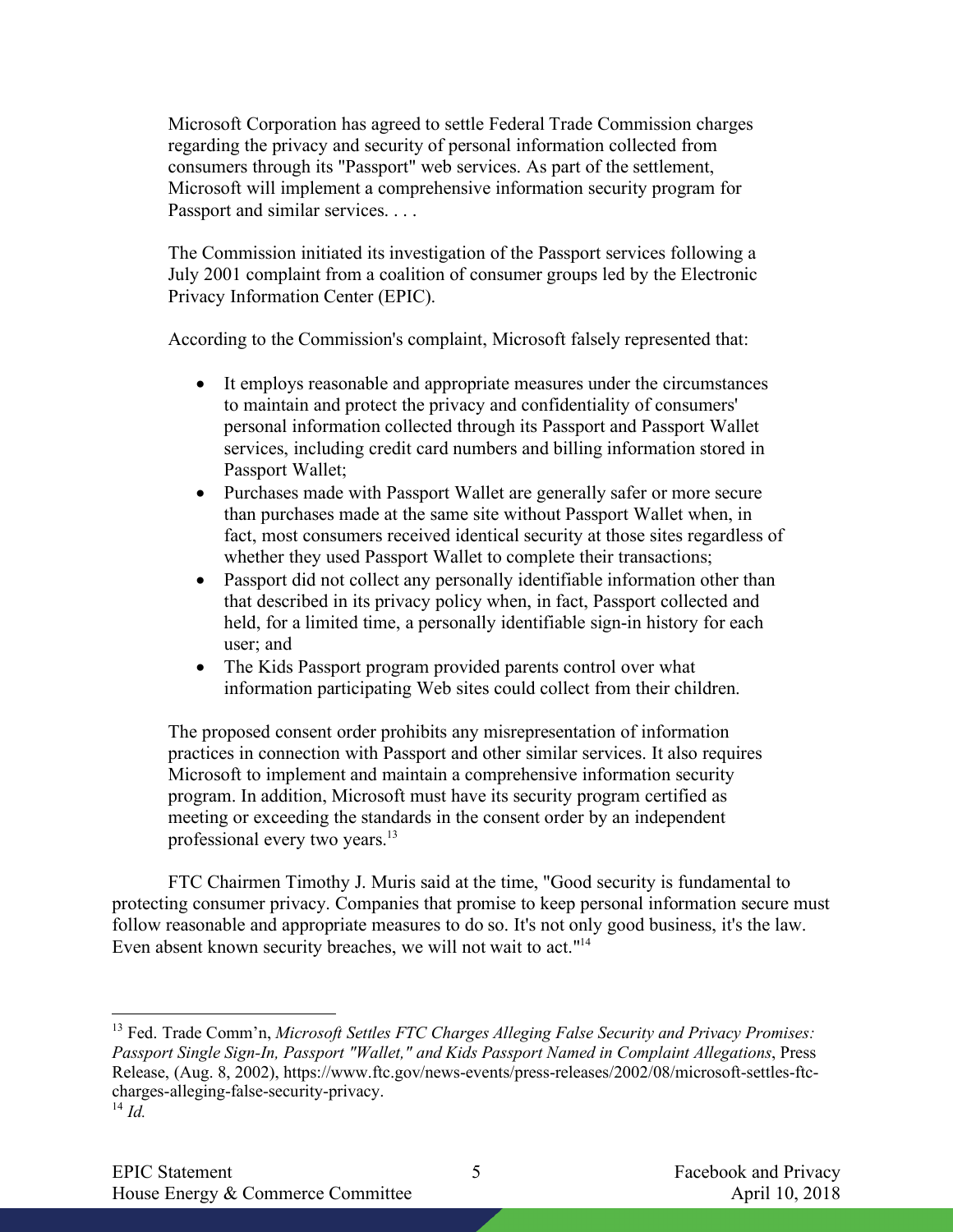> Microsoft Corporation has agreed to settle Federal Trade Commission charges regarding the privacy and security of personal information collected from consumers through its "Passport" web services. As part of the settlement, Microsoft will implement a comprehensive information security program for Passport and similar services. . . .
>
> The Commission initiated its investigation of the Passport services following a July 2001 complaint from a coalition of consumer groups led by the Electronic Privacy Information Center (EPIC).
>
> According to the Commission's complaint, Microsoft falsely represented that:
>
> - It employs reasonable and appropriate measures under the circumstances to maintain and protect the privacy and confidentiality of consumers' personal information collected through its Passport and Passport Wallet services, including credit card numbers and billing information stored in Passport Wallet;
> - Purchases made with Passport Wallet are generally safer or more secure than purchases made at the same site without Passport Wallet when, in fact, most consumers received identical security at those sites regardless of whether they used Passport Wallet to complete their transactions;
> - Passport did not collect any personally identifiable information other than that described in its privacy policy when, in fact, Passport collected and held, for a limited time, a personally identifiable sign-in history for each user; and
> - The Kids Passport program provided parents control over what information participating Web sites could collect from their children.
>
> The proposed consent order prohibits any misrepresentation of information practices in connection with Passport and other similar services. It also requires Microsoft to implement and maintain a comprehensive information security program. In addition, Microsoft must have its security program certified as meeting or exceeding the standards in the consent order by an independent professional every two years.[13]

FTC Chairmen Timothy J. Muris said at the time, "Good security is fundamental to protecting consumer privacy. Companies that promise to keep personal information secure must follow reasonable and appropriate measures to do so. It's not only good business, it's the law. Even absent known security breaches, we will not wait to act."[14]

---

[13] Fed. Trade Comm'n, *Microsoft Settles FTC Charges Alleging False Security and Privacy Promises: Passport Single Sign-In, Passport "Wallet," and Kids Passport Named in Complaint Allegations*, Press Release, (Aug. 8, 2002), https://www.ftc.gov/news-events/press-releases/2002/08/microsoft-settles-ftc-charges-alleging-false-security-privacy.

[14] *Id.*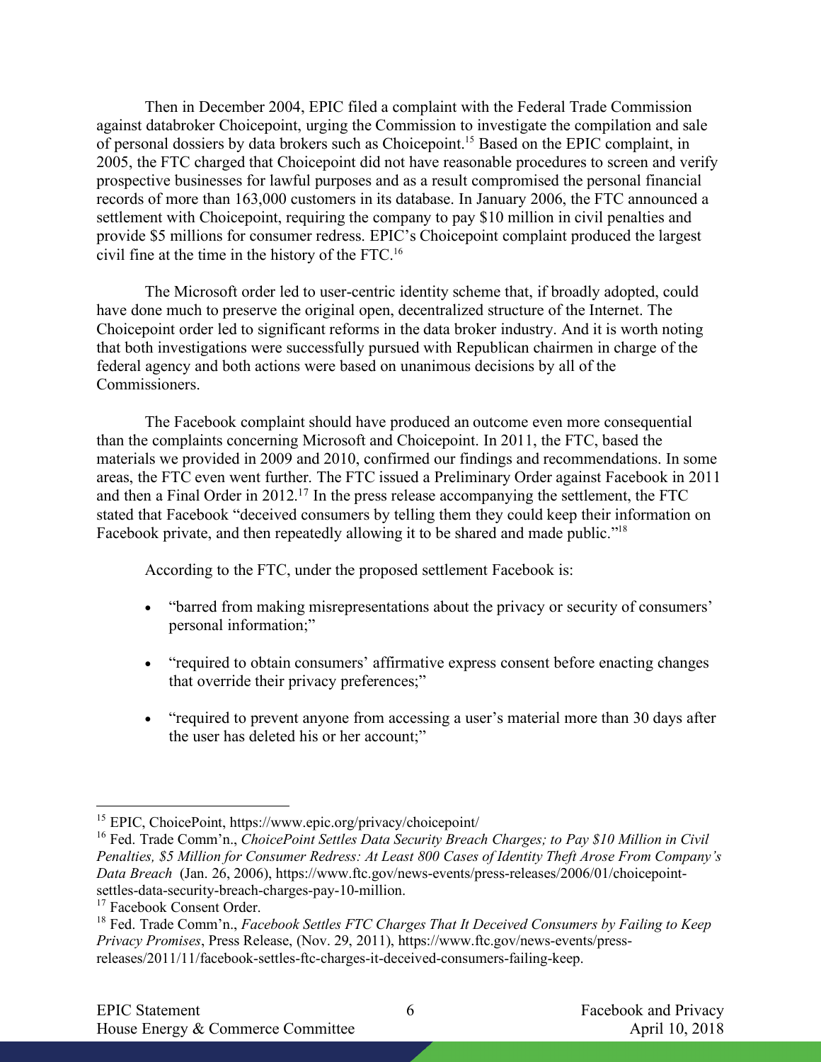Then in December 2004, EPIC filed a complaint with the Federal Trade Commission against databroker Choicepoint, urging the Commission to investigate the compilation and sale of personal dossiers by data brokers such as Choicepoint.[15] Based on the EPIC complaint, in 2005, the FTC charged that Choicepoint did not have reasonable procedures to screen and verify prospective businesses for lawful purposes and as a result compromised the personal financial records of more than 163,000 customers in its database. In January 2006, the FTC announced a settlement with Choicepoint, requiring the company to pay $10 million in civil penalties and provide $5 millions for consumer redress. EPIC's Choicepoint complaint produced the largest civil fine at the time in the history of the FTC.[16]

The Microsoft order led to user-centric identity scheme that, if broadly adopted, could have done much to preserve the original open, decentralized structure of the Internet. The Choicepoint order led to significant reforms in the data broker industry. And it is worth noting that both investigations were successfully pursued with Republican chairmen in charge of the federal agency and both actions were based on unanimous decisions by all of the Commissioners.

The Facebook complaint should have produced an outcome even more consequential than the complaints concerning Microsoft and Choicepoint. In 2011, the FTC, based the materials we provided in 2009 and 2010, confirmed our findings and recommendations. In some areas, the FTC even went further. The FTC issued a Preliminary Order against Facebook in 2011 and then a Final Order in 2012.[17] In the press release accompanying the settlement, the FTC stated that Facebook "deceived consumers by telling them they could keep their information on Facebook private, and then repeatedly allowing it to be shared and made public."[18]

According to the FTC, under the proposed settlement Facebook is:

- "barred from making misrepresentations about the privacy or security of consumers' personal information;"
- "required to obtain consumers' affirmative express consent before enacting changes that override their privacy preferences;"
- "required to prevent anyone from accessing a user's material more than 30 days after the user has deleted his or her account;"

---

[15] EPIC, ChoicePoint, https://www.epic.org/privacy/choicepoint/

[16] Fed. Trade Comm'n., *ChoicePoint Settles Data Security Breach Charges; to Pay $10 Million in Civil Penalties, $5 Million for Consumer Redress: At Least 800 Cases of Identity Theft Arose From Company's Data Breach* (Jan. 26, 2006), https://www.ftc.gov/news-events/press-releases/2006/01/choicepoint-settles-data-security-breach-charges-pay-10-million.

[17] Facebook Consent Order.

[18] Fed. Trade Comm'n., *Facebook Settles FTC Charges That It Deceived Consumers by Failing to Keep Privacy Promises*, Press Release, (Nov. 29, 2011), https://www.ftc.gov/news-events/press-releases/2011/11/facebook-settles-ftc-charges-it-deceived-consumers-failing-keep.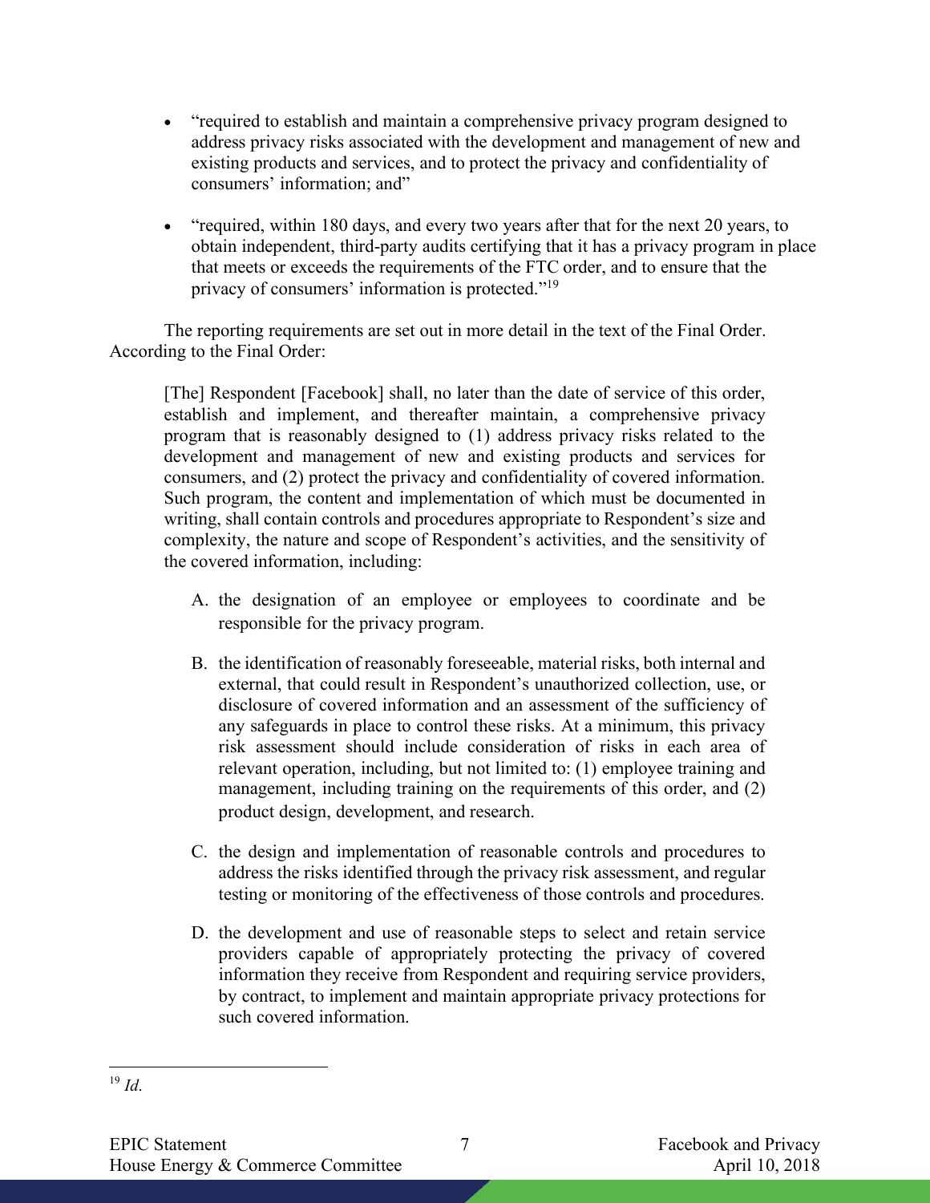- "required to establish and maintain a comprehensive privacy program designed to address privacy risks associated with the development and management of new and existing products and services, and to protect the privacy and confidentiality of consumers' information; and"

- "required, within 180 days, and every two years after that for the next 20 years, to obtain independent, third-party audits certifying that it has a privacy program in place that meets or exceeds the requirements of the FTC order, and to ensure that the privacy of consumers' information is protected."[19]

The reporting requirements are set out in more detail in the text of the Final Order. According to the Final Order:

> [The] Respondent [Facebook] shall, no later than the date of service of this order, establish and implement, and thereafter maintain, a comprehensive privacy program that is reasonably designed to (1) address privacy risks related to the development and management of new and existing products and services for consumers, and (2) protect the privacy and confidentiality of covered information. Such program, the content and implementation of which must be documented in writing, shall contain controls and procedures appropriate to Respondent's size and complexity, the nature and scope of Respondent's activities, and the sensitivity of the covered information, including:
>
> A. the designation of an employee or employees to coordinate and be responsible for the privacy program.
>
> B. the identification of reasonably foreseeable, material risks, both internal and external, that could result in Respondent's unauthorized collection, use, or disclosure of covered information and an assessment of the sufficiency of any safeguards in place to control these risks. At a minimum, this privacy risk assessment should include consideration of risks in each area of relevant operation, including, but not limited to: (1) employee training and management, including training on the requirements of this order, and (2) product design, development, and research.
>
> C. the design and implementation of reasonable controls and procedures to address the risks identified through the privacy risk assessment, and regular testing or monitoring of the effectiveness of those controls and procedures.
>
> D. the development and use of reasonable steps to select and retain service providers capable of appropriately protecting the privacy of covered information they receive from Respondent and requiring service providers, by contract, to implement and maintain appropriate privacy protections for such covered information.

---

[19] *Id*.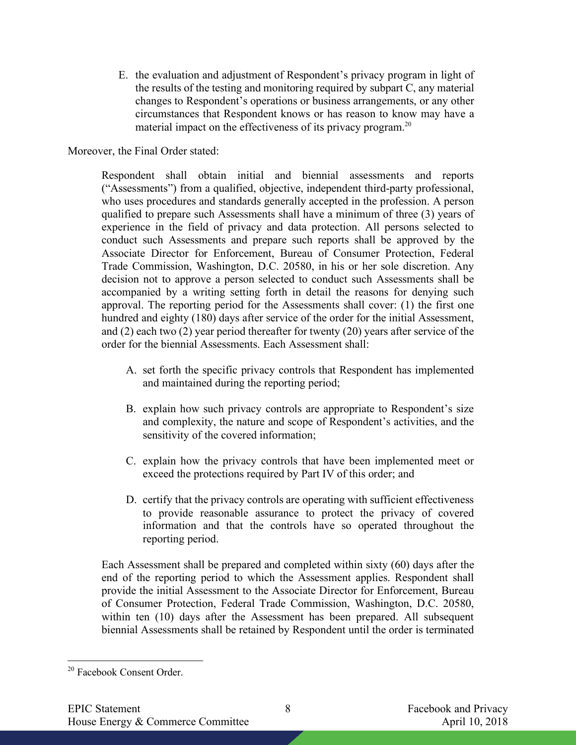E. the evaluation and adjustment of Respondent's privacy program in light of the results of the testing and monitoring required by subpart C, any material changes to Respondent's operations or business arrangements, or any other circumstances that Respondent knows or has reason to know may have a material impact on the effectiveness of its privacy program.[20]

Moreover, the Final Order stated:

> Respondent shall obtain initial and biennial assessments and reports ("Assessments") from a qualified, objective, independent third-party professional, who uses procedures and standards generally accepted in the profession. A person qualified to prepare such Assessments shall have a minimum of three (3) years of experience in the field of privacy and data protection. All persons selected to conduct such Assessments and prepare such reports shall be approved by the Associate Director for Enforcement, Bureau of Consumer Protection, Federal Trade Commission, Washington, D.C. 20580, in his or her sole discretion. Any decision not to approve a person selected to conduct such Assessments shall be accompanied by a writing setting forth in detail the reasons for denying such approval. The reporting period for the Assessments shall cover: (1) the first one hundred and eighty (180) days after service of the order for the initial Assessment, and (2) each two (2) year period thereafter for twenty (20) years after service of the order for the biennial Assessments. Each Assessment shall:
>
> A. set forth the specific privacy controls that Respondent has implemented and maintained during the reporting period;
>
> B. explain how such privacy controls are appropriate to Respondent's size and complexity, the nature and scope of Respondent's activities, and the sensitivity of the covered information;
>
> C. explain how the privacy controls that have been implemented meet or exceed the protections required by Part IV of this order; and
>
> D. certify that the privacy controls are operating with sufficient effectiveness to provide reasonable assurance to protect the privacy of covered information and that the controls have so operated throughout the reporting period.
>
> Each Assessment shall be prepared and completed within sixty (60) days after the end of the reporting period to which the Assessment applies. Respondent shall provide the initial Assessment to the Associate Director for Enforcement, Bureau of Consumer Protection, Federal Trade Commission, Washington, D.C. 20580, within ten (10) days after the Assessment has been prepared. All subsequent biennial Assessments shall be retained by Respondent until the order is terminated

[20] Facebook Consent Order.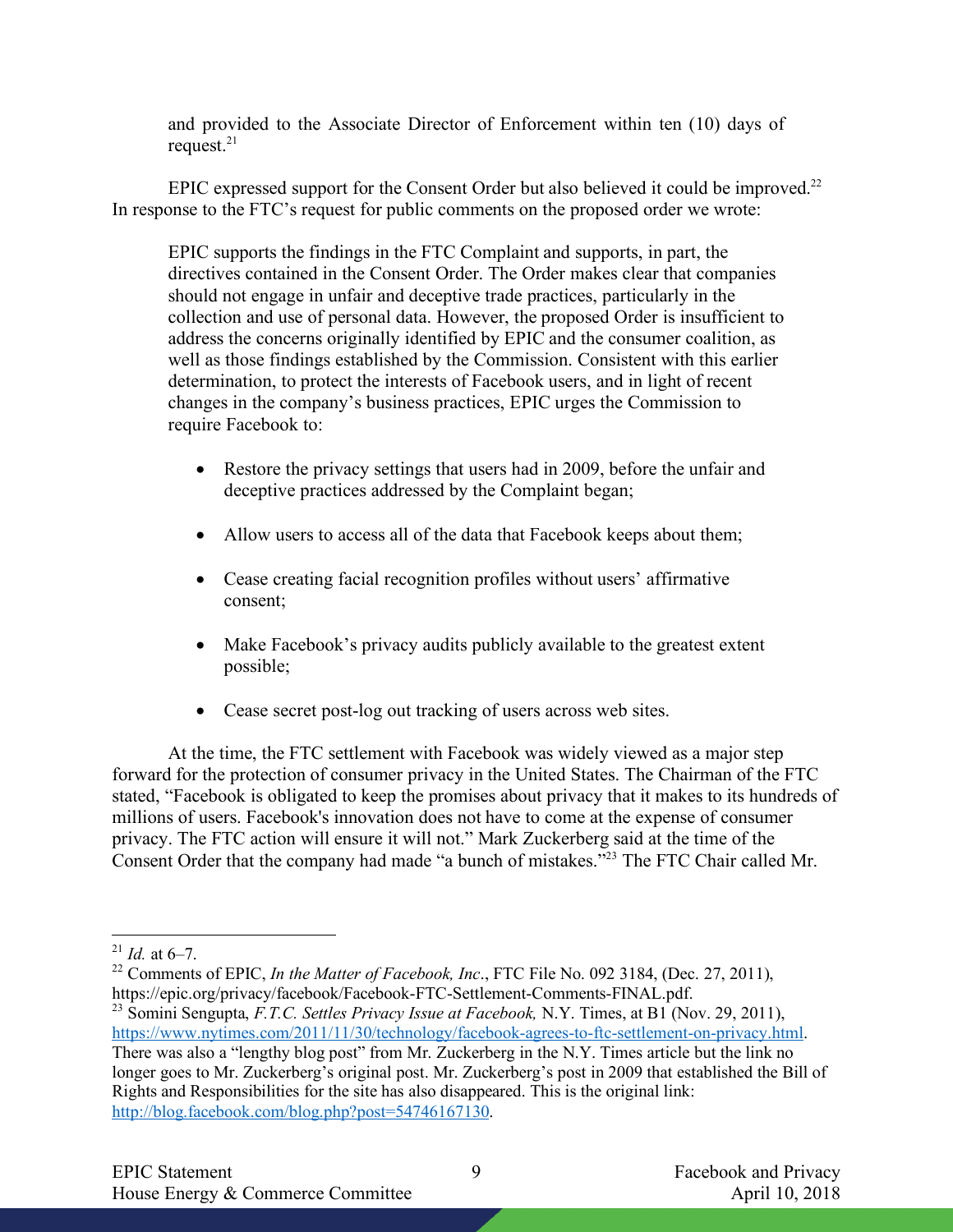and provided to the Associate Director of Enforcement within ten (10) days of request.[21]

EPIC expressed support for the Consent Order but also believed it could be improved.[22] In response to the FTC's request for public comments on the proposed order we wrote:

> EPIC supports the findings in the FTC Complaint and supports, in part, the directives contained in the Consent Order. The Order makes clear that companies should not engage in unfair and deceptive trade practices, particularly in the collection and use of personal data. However, the proposed Order is insufficient to address the concerns originally identified by EPIC and the consumer coalition, as well as those findings established by the Commission. Consistent with this earlier determination, to protect the interests of Facebook users, and in light of recent changes in the company's business practices, EPIC urges the Commission to require Facebook to:
>
> - Restore the privacy settings that users had in 2009, before the unfair and deceptive practices addressed by the Complaint began;
> - Allow users to access all of the data that Facebook keeps about them;
> - Cease creating facial recognition profiles without users' affirmative consent;
> - Make Facebook's privacy audits publicly available to the greatest extent possible;
> - Cease secret post-log out tracking of users across web sites.

At the time, the FTC settlement with Facebook was widely viewed as a major step forward for the protection of consumer privacy in the United States. The Chairman of the FTC stated, "Facebook is obligated to keep the promises about privacy that it makes to its hundreds of millions of users. Facebook's innovation does not have to come at the expense of consumer privacy. The FTC action will ensure it will not." Mark Zuckerberg said at the time of the Consent Order that the company had made "a bunch of mistakes."[23] The FTC Chair called Mr.

---

[21] *Id.* at 6–7.

[22] Comments of EPIC, *In the Matter of Facebook, Inc*., FTC File No. 092 3184, (Dec. 27, 2011), https://epic.org/privacy/facebook/Facebook-FTC-Settlement-Comments-FINAL.pdf.

[23] Somini Sengupta, *F.T.C. Settles Privacy Issue at Facebook,* N.Y. Times, at B1 (Nov. 29, 2011), https://www.nytimes.com/2011/11/30/technology/facebook-agrees-to-ftc-settlement-on-privacy.html. There was also a "lengthy blog post" from Mr. Zuckerberg in the N.Y. Times article but the link no longer goes to Mr. Zuckerberg's original post. Mr. Zuckerberg's post in 2009 that established the Bill of Rights and Responsibilities for the site has also disappeared. This is the original link: http://blog.facebook.com/blog.php?post=54746167130.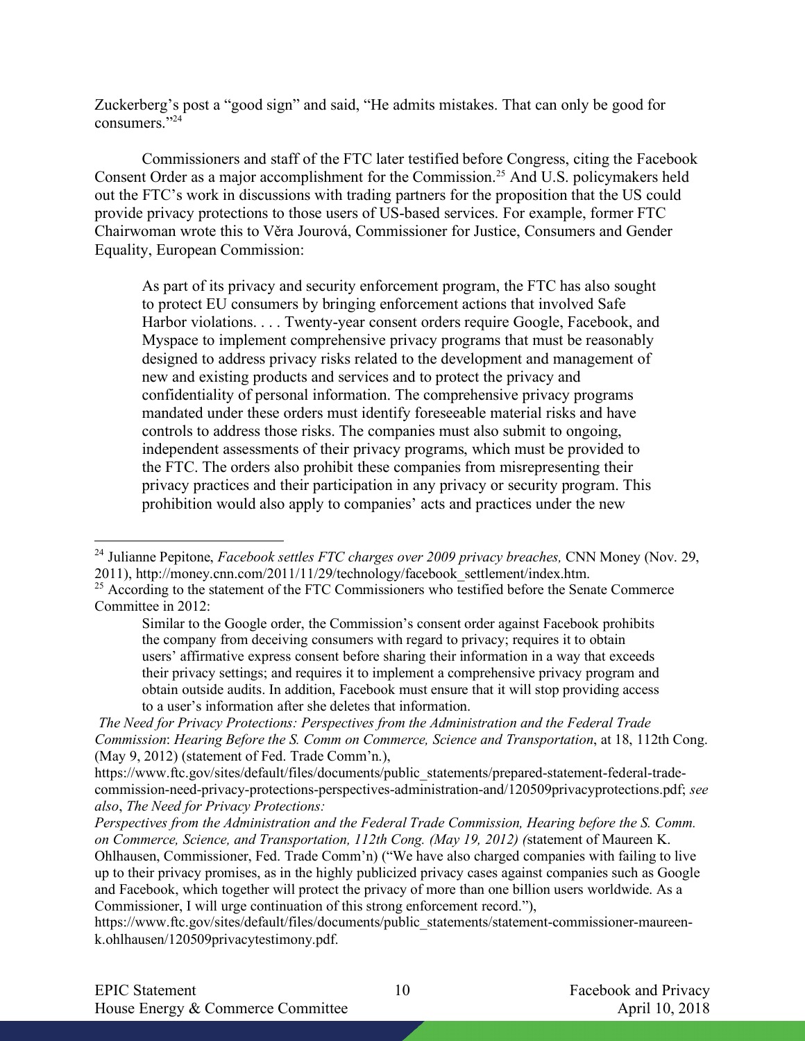Zuckerberg's post a "good sign" and said, "He admits mistakes. That can only be good for consumers."[24]

Commissioners and staff of the FTC later testified before Congress, citing the Facebook Consent Order as a major accomplishment for the Commission.[25] And U.S. policymakers held out the FTC's work in discussions with trading partners for the proposition that the US could provide privacy protections to those users of US-based services. For example, former FTC Chairwoman wrote this to Věra Jourová, Commissioner for Justice, Consumers and Gender Equality, European Commission:

> As part of its privacy and security enforcement program, the FTC has also sought to protect EU consumers by bringing enforcement actions that involved Safe Harbor violations. . . . Twenty-year consent orders require Google, Facebook, and Myspace to implement comprehensive privacy programs that must be reasonably designed to address privacy risks related to the development and management of new and existing products and services and to protect the privacy and confidentiality of personal information. The comprehensive privacy programs mandated under these orders must identify foreseeable material risks and have controls to address those risks. The companies must also submit to ongoing, independent assessments of their privacy programs, which must be provided to the FTC. The orders also prohibit these companies from misrepresenting their privacy practices and their participation in any privacy or security program. This prohibition would also apply to companies' acts and practices under the new

---

[24] Julianne Pepitone, *Facebook settles FTC charges over 2009 privacy breaches,* CNN Money (Nov. 29, 2011), http://money.cnn.com/2011/11/29/technology/facebook_settlement/index.htm.

[25] According to the statement of the FTC Commissioners who testified before the Senate Commerce Committee in 2012:

> Similar to the Google order, the Commission's consent order against Facebook prohibits the company from deceiving consumers with regard to privacy; requires it to obtain users' affirmative express consent before sharing their information in a way that exceeds their privacy settings; and requires it to implement a comprehensive privacy program and obtain outside audits. In addition, Facebook must ensure that it will stop providing access to a user's information after she deletes that information.

*The Need for Privacy Protections: Perspectives from the Administration and the Federal Trade Commission*: *Hearing Before the S. Comm on Commerce, Science and Transportation*, at 18, 112th Cong. (May 9, 2012) (statement of Fed. Trade Comm'n.), https://www.ftc.gov/sites/default/files/documents/public_statements/prepared-statement-federal-trade-commission-need-privacy-protections-perspectives-administration-and/120509privacyprotections.pdf; *see also*, *The Need for Privacy Protections: Perspectives from the Administration and the Federal Trade Commission, Hearing before the S. Comm. on Commerce, Science, and Transportation, 112th Cong. (May 19, 2012) (*statement of Maureen K. Ohlhausen, Commissioner, Fed. Trade Comm'n) ("We have also charged companies with failing to live up to their privacy promises, as in the highly publicized privacy cases against companies such as Google and Facebook, which together will protect the privacy of more than one billion users worldwide. As a Commissioner, I will urge continuation of this strong enforcement record."), https://www.ftc.gov/sites/default/files/documents/public_statements/statement-commissioner-maureen-k.ohlhausen/120509privacytestimony.pdf.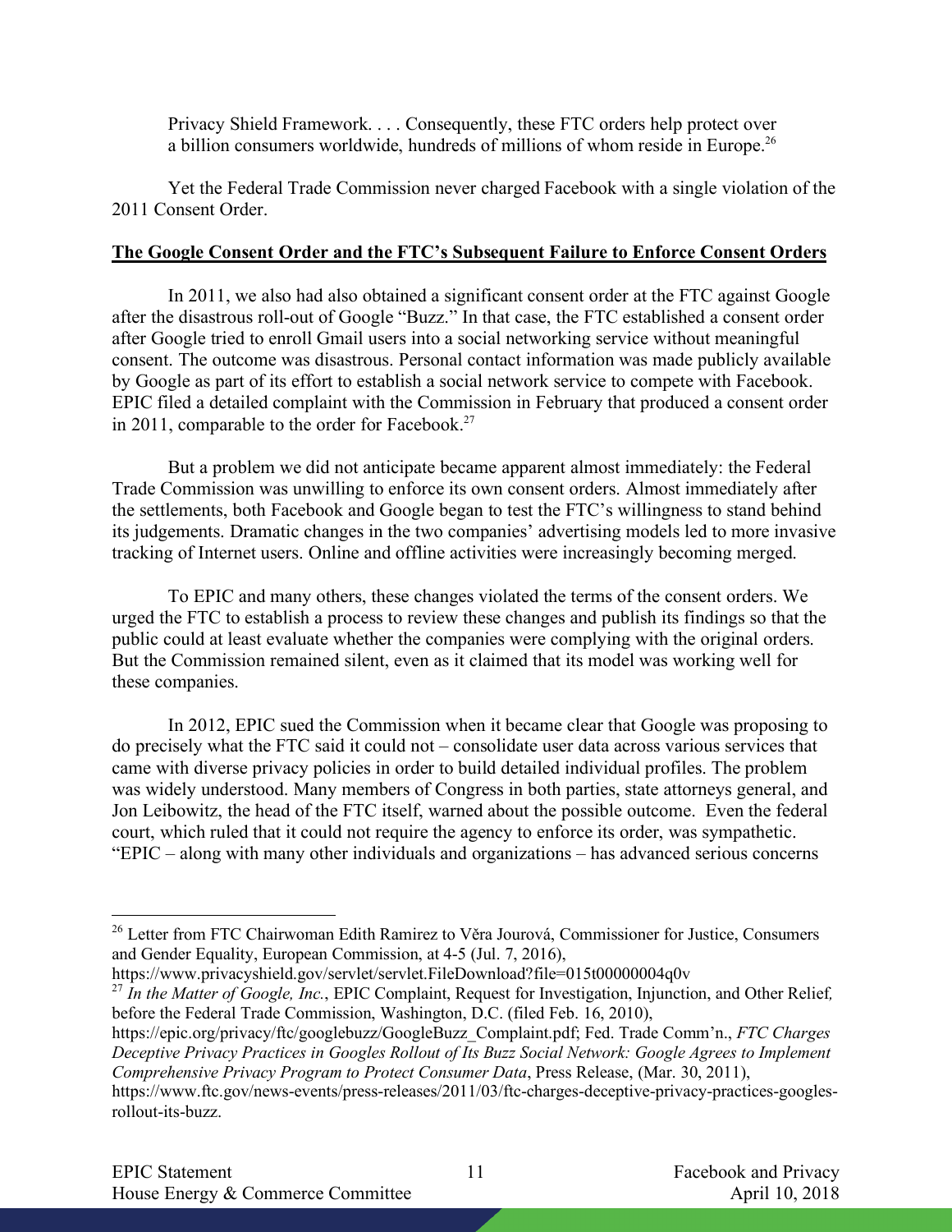Privacy Shield Framework. . . . Consequently, these FTC orders help protect over a billion consumers worldwide, hundreds of millions of whom reside in Europe.[26]

Yet the Federal Trade Commission never charged Facebook with a single violation of the 2011 Consent Order.

**The Google Consent Order and the FTC's Subsequent Failure to Enforce Consent Orders**

In 2011, we also had also obtained a significant consent order at the FTC against Google after the disastrous roll-out of Google "Buzz." In that case, the FTC established a consent order after Google tried to enroll Gmail users into a social networking service without meaningful consent. The outcome was disastrous. Personal contact information was made publicly available by Google as part of its effort to establish a social network service to compete with Facebook. EPIC filed a detailed complaint with the Commission in February that produced a consent order in 2011, comparable to the order for Facebook.[27]

But a problem we did not anticipate became apparent almost immediately: the Federal Trade Commission was unwilling to enforce its own consent orders. Almost immediately after the settlements, both Facebook and Google began to test the FTC's willingness to stand behind its judgements. Dramatic changes in the two companies' advertising models led to more invasive tracking of Internet users. Online and offline activities were increasingly becoming merged.

To EPIC and many others, these changes violated the terms of the consent orders. We urged the FTC to establish a process to review these changes and publish its findings so that the public could at least evaluate whether the companies were complying with the original orders. But the Commission remained silent, even as it claimed that its model was working well for these companies.

In 2012, EPIC sued the Commission when it became clear that Google was proposing to do precisely what the FTC said it could not – consolidate user data across various services that came with diverse privacy policies in order to build detailed individual profiles. The problem was widely understood. Many members of Congress in both parties, state attorneys general, and Jon Leibowitz, the head of the FTC itself, warned about the possible outcome. Even the federal court, which ruled that it could not require the agency to enforce its order, was sympathetic. "EPIC – along with many other individuals and organizations – has advanced serious concerns

---

[26] Letter from FTC Chairwoman Edith Ramirez to Věra Jourová, Commissioner for Justice, Consumers and Gender Equality, European Commission, at 4-5 (Jul. 7, 2016), https://www.privacyshield.gov/servlet/servlet.FileDownload?file=015t00000004q0v

[27] *In the Matter of Google, Inc.*, EPIC Complaint, Request for Investigation, Injunction, and Other Relief, before the Federal Trade Commission, Washington, D.C. (filed Feb. 16, 2010), https://epic.org/privacy/ftc/googlebuzz/GoogleBuzz_Complaint.pdf; Fed. Trade Comm'n., *FTC Charges Deceptive Privacy Practices in Googles Rollout of Its Buzz Social Network: Google Agrees to Implement Comprehensive Privacy Program to Protect Consumer Data*, Press Release, (Mar. 30, 2011), https://www.ftc.gov/news-events/press-releases/2011/03/ftc-charges-deceptive-privacy-practices-googles-rollout-its-buzz.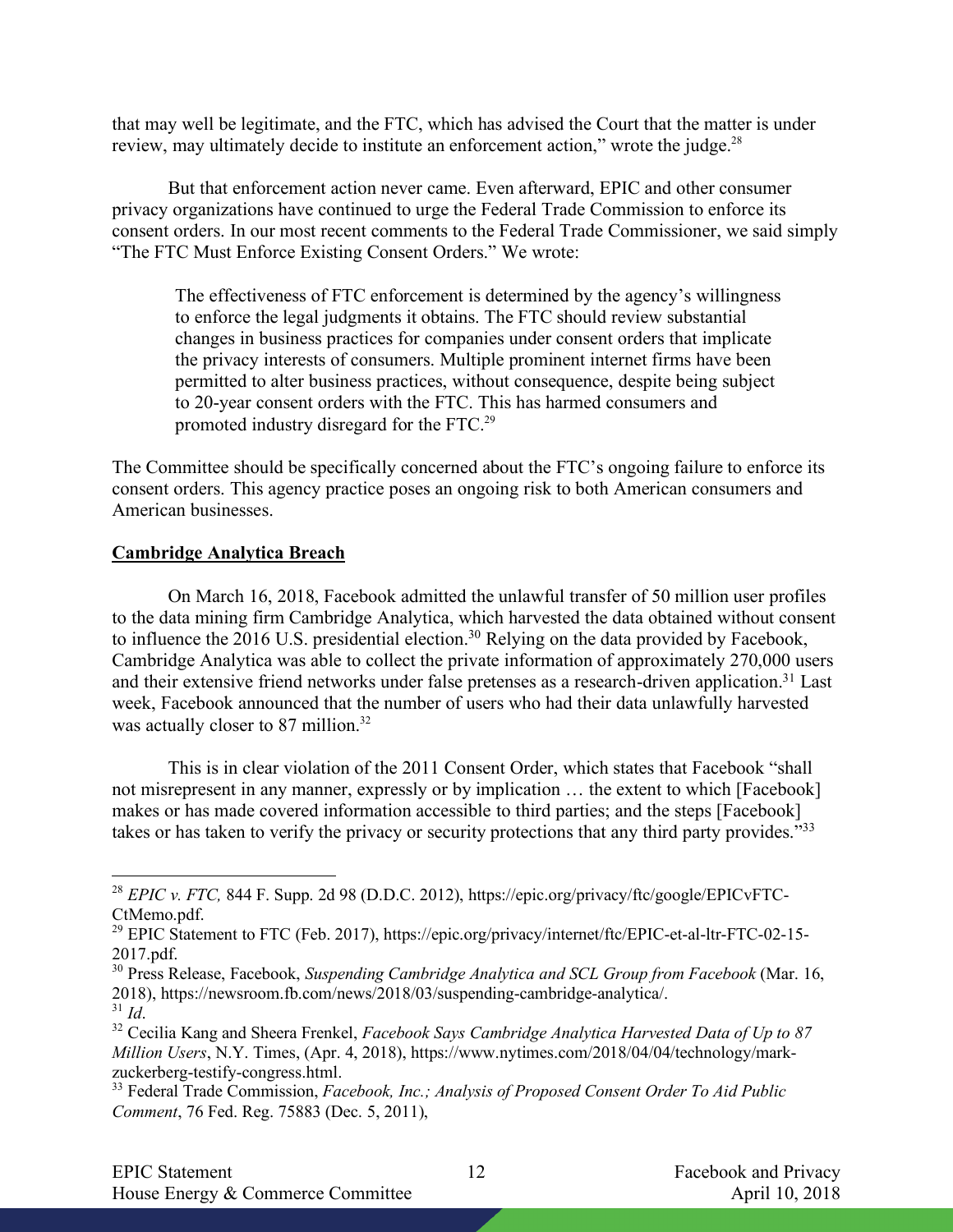that may well be legitimate, and the FTC, which has advised the Court that the matter is under review, may ultimately decide to institute an enforcement action," wrote the judge.[28]

But that enforcement action never came. Even afterward, EPIC and other consumer privacy organizations have continued to urge the Federal Trade Commission to enforce its consent orders. In our most recent comments to the Federal Trade Commissioner, we said simply "The FTC Must Enforce Existing Consent Orders." We wrote:

> The effectiveness of FTC enforcement is determined by the agency's willingness to enforce the legal judgments it obtains. The FTC should review substantial changes in business practices for companies under consent orders that implicate the privacy interests of consumers. Multiple prominent internet firms have been permitted to alter business practices, without consequence, despite being subject to 20-year consent orders with the FTC. This has harmed consumers and promoted industry disregard for the FTC.[29]

The Committee should be specifically concerned about the FTC's ongoing failure to enforce its consent orders. This agency practice poses an ongoing risk to both American consumers and American businesses.

**Cambridge Analytica Breach**

On March 16, 2018, Facebook admitted the unlawful transfer of 50 million user profiles to the data mining firm Cambridge Analytica, which harvested the data obtained without consent to influence the 2016 U.S. presidential election.[30] Relying on the data provided by Facebook, Cambridge Analytica was able to collect the private information of approximately 270,000 users and their extensive friend networks under false pretenses as a research-driven application.[31] Last week, Facebook announced that the number of users who had their data unlawfully harvested was actually closer to 87 million.[32]

This is in clear violation of the 2011 Consent Order, which states that Facebook "shall not misrepresent in any manner, expressly or by implication … the extent to which [Facebook] makes or has made covered information accessible to third parties; and the steps [Facebook] takes or has taken to verify the privacy or security protections that any third party provides."[33]

---

[28] *EPIC v. FTC,* 844 F. Supp. 2d 98 (D.D.C. 2012), https://epic.org/privacy/ftc/google/EPICvFTC-CtMemo.pdf.

[29] EPIC Statement to FTC (Feb. 2017), https://epic.org/privacy/internet/ftc/EPIC-et-al-ltr-FTC-02-15-2017.pdf.

[30] Press Release, Facebook, *Suspending Cambridge Analytica and SCL Group from Facebook* (Mar. 16, 2018), https://newsroom.fb.com/news/2018/03/suspending-cambridge-analytica/.

[31] *Id*.

[32] Cecilia Kang and Sheera Frenkel, *Facebook Says Cambridge Analytica Harvested Data of Up to 87 Million Users*, N.Y. Times, (Apr. 4, 2018), https://www.nytimes.com/2018/04/04/technology/mark-zuckerberg-testify-congress.html.

[33] Federal Trade Commission, *Facebook, Inc.; Analysis of Proposed Consent Order To Aid Public Comment*, 76 Fed. Reg. 75883 (Dec. 5, 2011),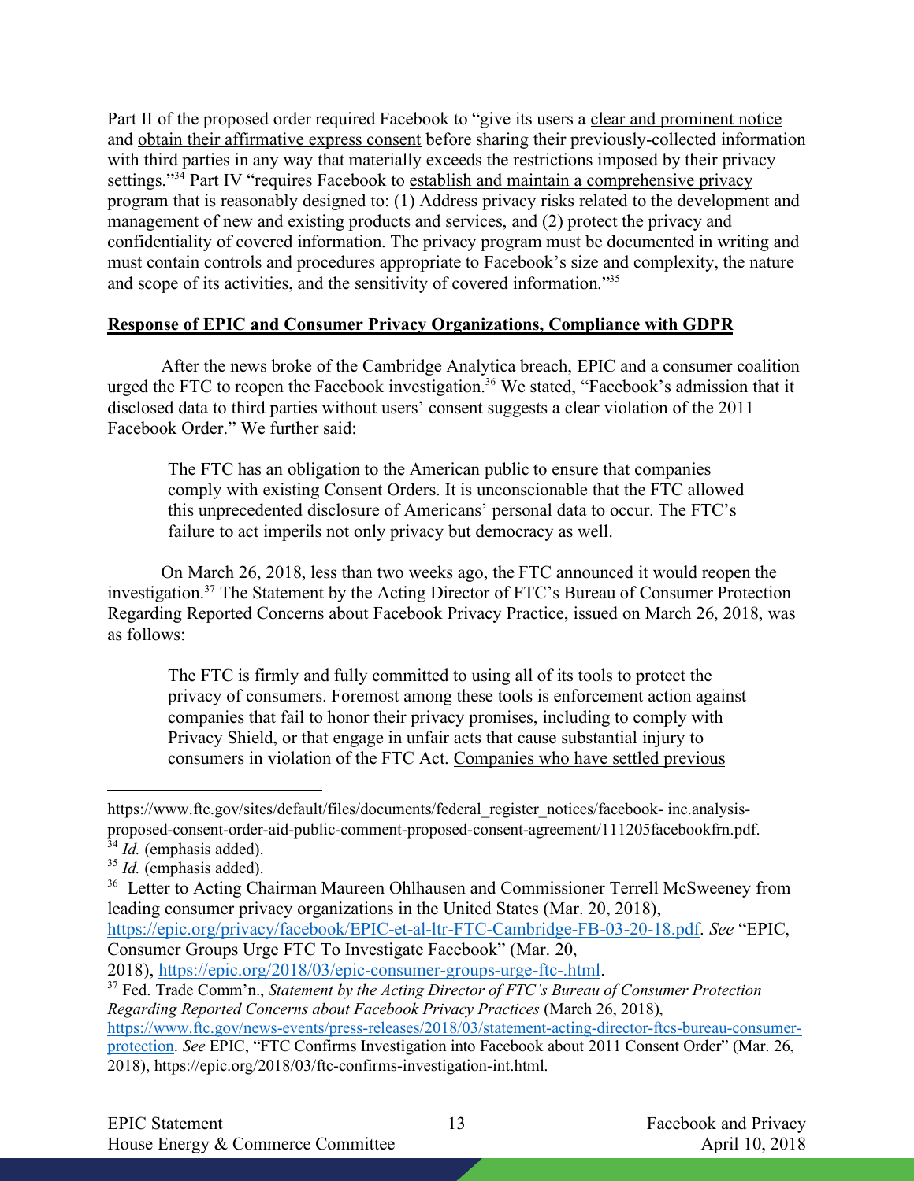Part II of the proposed order required Facebook to "give its users a <u>clear and prominent notice</u> and <u>obtain their affirmative express consent</u> before sharing their previously-collected information with third parties in any way that materially exceeds the restrictions imposed by their privacy settings."[34] Part IV "requires Facebook to <u>establish and maintain a comprehensive privacy program</u> that is reasonably designed to: (1) Address privacy risks related to the development and management of new and existing products and services, and (2) protect the privacy and confidentiality of covered information. The privacy program must be documented in writing and must contain controls and procedures appropriate to Facebook's size and complexity, the nature and scope of its activities, and the sensitivity of covered information."[35]

**<u>Response of EPIC and Consumer Privacy Organizations, Compliance with GDPR</u>**

After the news broke of the Cambridge Analytica breach, EPIC and a consumer coalition urged the FTC to reopen the Facebook investigation.[36] We stated, "Facebook's admission that it disclosed data to third parties without users' consent suggests a clear violation of the 2011 Facebook Order." We further said:

> The FTC has an obligation to the American public to ensure that companies comply with existing Consent Orders. It is unconscionable that the FTC allowed this unprecedented disclosure of Americans' personal data to occur. The FTC's failure to act imperils not only privacy but democracy as well.

On March 26, 2018, less than two weeks ago, the FTC announced it would reopen the investigation.[37] The Statement by the Acting Director of FTC's Bureau of Consumer Protection Regarding Reported Concerns about Facebook Privacy Practice, issued on March 26, 2018, was as follows:

> The FTC is firmly and fully committed to using all of its tools to protect the privacy of consumers. Foremost among these tools is enforcement action against companies that fail to honor their privacy promises, including to comply with Privacy Shield, or that engage in unfair acts that cause substantial injury to consumers in violation of the FTC Act. <u>Companies who have settled previous</u>

---

https://www.ftc.gov/sites/default/files/documents/federal_register_notices/facebook- inc.analysis-proposed-consent-order-aid-public-comment-proposed-consent-agreement/111205facebookfrn.pdf.

[34] *Id.* (emphasis added).

[35] *Id.* (emphasis added).

[36] Letter to Acting Chairman Maureen Ohlhausen and Commissioner Terrell McSweeney from leading consumer privacy organizations in the United States (Mar. 20, 2018), https://epic.org/privacy/facebook/EPIC-et-al-ltr-FTC-Cambridge-FB-03-20-18.pdf. *See* "EPIC, Consumer Groups Urge FTC To Investigate Facebook" (Mar. 20, 2018), https://epic.org/2018/03/epic-consumer-groups-urge-ftc-.html.

[37] Fed. Trade Comm'n., *Statement by the Acting Director of FTC's Bureau of Consumer Protection Regarding Reported Concerns about Facebook Privacy Practices* (March 26, 2018), https://www.ftc.gov/news-events/press-releases/2018/03/statement-acting-director-ftcs-bureau-consumer-protection. *See* EPIC, "FTC Confirms Investigation into Facebook about 2011 Consent Order" (Mar. 26, 2018), https://epic.org/2018/03/ftc-confirms-investigation-int.html.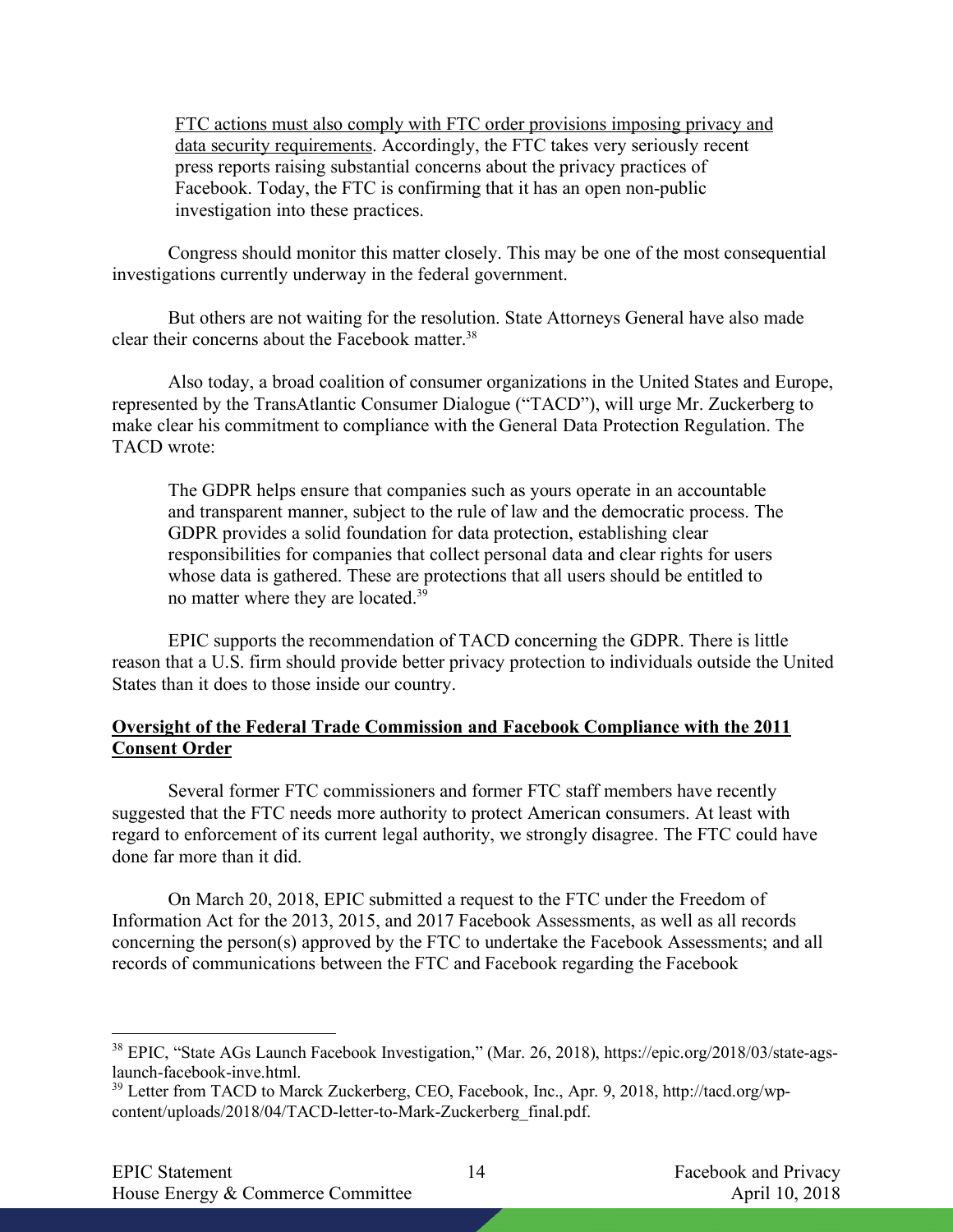> <u>FTC actions must also comply with FTC order provisions imposing privacy and data security requirements</u>. Accordingly, the FTC takes very seriously recent press reports raising substantial concerns about the privacy practices of Facebook. Today, the FTC is confirming that it has an open non-public investigation into these practices.

Congress should monitor this matter closely. This may be one of the most consequential investigations currently underway in the federal government.

But others are not waiting for the resolution. State Attorneys General have also made clear their concerns about the Facebook matter.[38]

Also today, a broad coalition of consumer organizations in the United States and Europe, represented by the TransAtlantic Consumer Dialogue ("TACD"), will urge Mr. Zuckerberg to make clear his commitment to compliance with the General Data Protection Regulation. The TACD wrote:

> The GDPR helps ensure that companies such as yours operate in an accountable and transparent manner, subject to the rule of law and the democratic process. The GDPR provides a solid foundation for data protection, establishing clear responsibilities for companies that collect personal data and clear rights for users whose data is gathered. These are protections that all users should be entitled to no matter where they are located.[39]

EPIC supports the recommendation of TACD concerning the GDPR. There is little reason that a U.S. firm should provide better privacy protection to individuals outside the United States than it does to those inside our country.

## <u>Oversight of the Federal Trade Commission and Facebook Compliance with the 2011 Consent Order</u>

Several former FTC commissioners and former FTC staff members have recently suggested that the FTC needs more authority to protect American consumers. At least with regard to enforcement of its current legal authority, we strongly disagree. The FTC could have done far more than it did.

On March 20, 2018, EPIC submitted a request to the FTC under the Freedom of Information Act for the 2013, 2015, and 2017 Facebook Assessments, as well as all records concerning the person(s) approved by the FTC to undertake the Facebook Assessments; and all records of communications between the FTC and Facebook regarding the Facebook

---

[38] EPIC, "State AGs Launch Facebook Investigation," (Mar. 26, 2018), https://epic.org/2018/03/state-ags-launch-facebook-inve.html.

[39] Letter from TACD to Marck Zuckerberg, CEO, Facebook, Inc., Apr. 9, 2018, http://tacd.org/wp-content/uploads/2018/04/TACD-letter-to-Mark-Zuckerberg_final.pdf.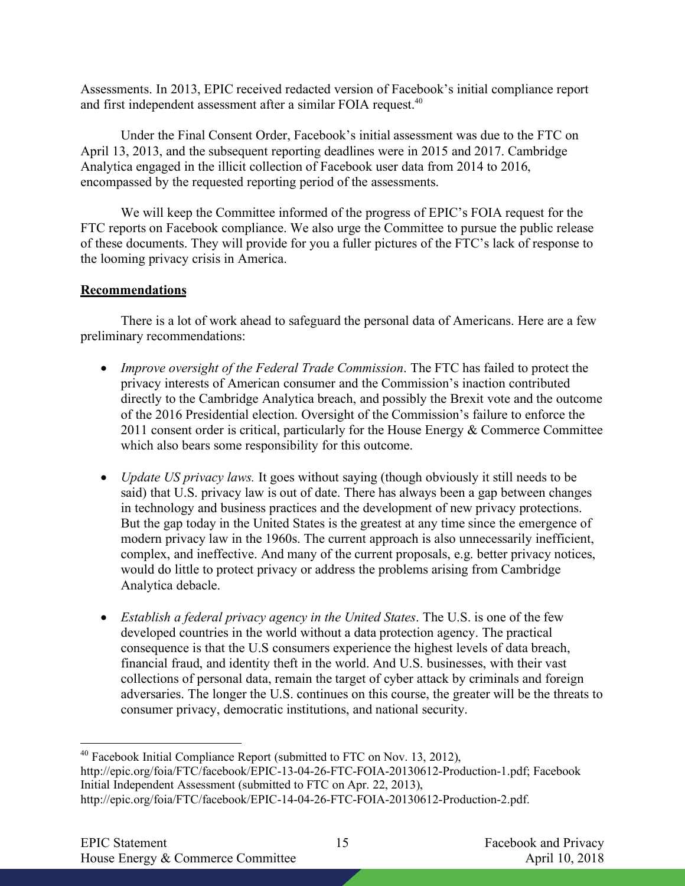Assessments. In 2013, EPIC received redacted version of Facebook's initial compliance report and first independent assessment after a similar FOIA request.[40]

Under the Final Consent Order, Facebook's initial assessment was due to the FTC on April 13, 2013, and the subsequent reporting deadlines were in 2015 and 2017. Cambridge Analytica engaged in the illicit collection of Facebook user data from 2014 to 2016, encompassed by the requested reporting period of the assessments.

We will keep the Committee informed of the progress of EPIC's FOIA request for the FTC reports on Facebook compliance. We also urge the Committee to pursue the public release of these documents. They will provide for you a fuller pictures of the FTC's lack of response to the looming privacy crisis in America.

**Recommendations**

There is a lot of work ahead to safeguard the personal data of Americans. Here are a few preliminary recommendations:

- *Improve oversight of the Federal Trade Commission*. The FTC has failed to protect the privacy interests of American consumer and the Commission's inaction contributed directly to the Cambridge Analytica breach, and possibly the Brexit vote and the outcome of the 2016 Presidential election. Oversight of the Commission's failure to enforce the 2011 consent order is critical, particularly for the House Energy & Commerce Committee which also bears some responsibility for this outcome.

- *Update US privacy laws.* It goes without saying (though obviously it still needs to be said) that U.S. privacy law is out of date. There has always been a gap between changes in technology and business practices and the development of new privacy protections. But the gap today in the United States is the greatest at any time since the emergence of modern privacy law in the 1960s. The current approach is also unnecessarily inefficient, complex, and ineffective. And many of the current proposals, e.g. better privacy notices, would do little to protect privacy or address the problems arising from Cambridge Analytica debacle.

- *Establish a federal privacy agency in the United States*. The U.S. is one of the few developed countries in the world without a data protection agency. The practical consequence is that the U.S consumers experience the highest levels of data breach, financial fraud, and identity theft in the world. And U.S. businesses, with their vast collections of personal data, remain the target of cyber attack by criminals and foreign adversaries. The longer the U.S. continues on this course, the greater will be the threats to consumer privacy, democratic institutions, and national security.

---

[40] Facebook Initial Compliance Report (submitted to FTC on Nov. 13, 2012), http://epic.org/foia/FTC/facebook/EPIC-13-04-26-FTC-FOIA-20130612-Production-1.pdf; Facebook Initial Independent Assessment (submitted to FTC on Apr. 22, 2013), http://epic.org/foia/FTC/facebook/EPIC-14-04-26-FTC-FOIA-20130612-Production-2.pdf.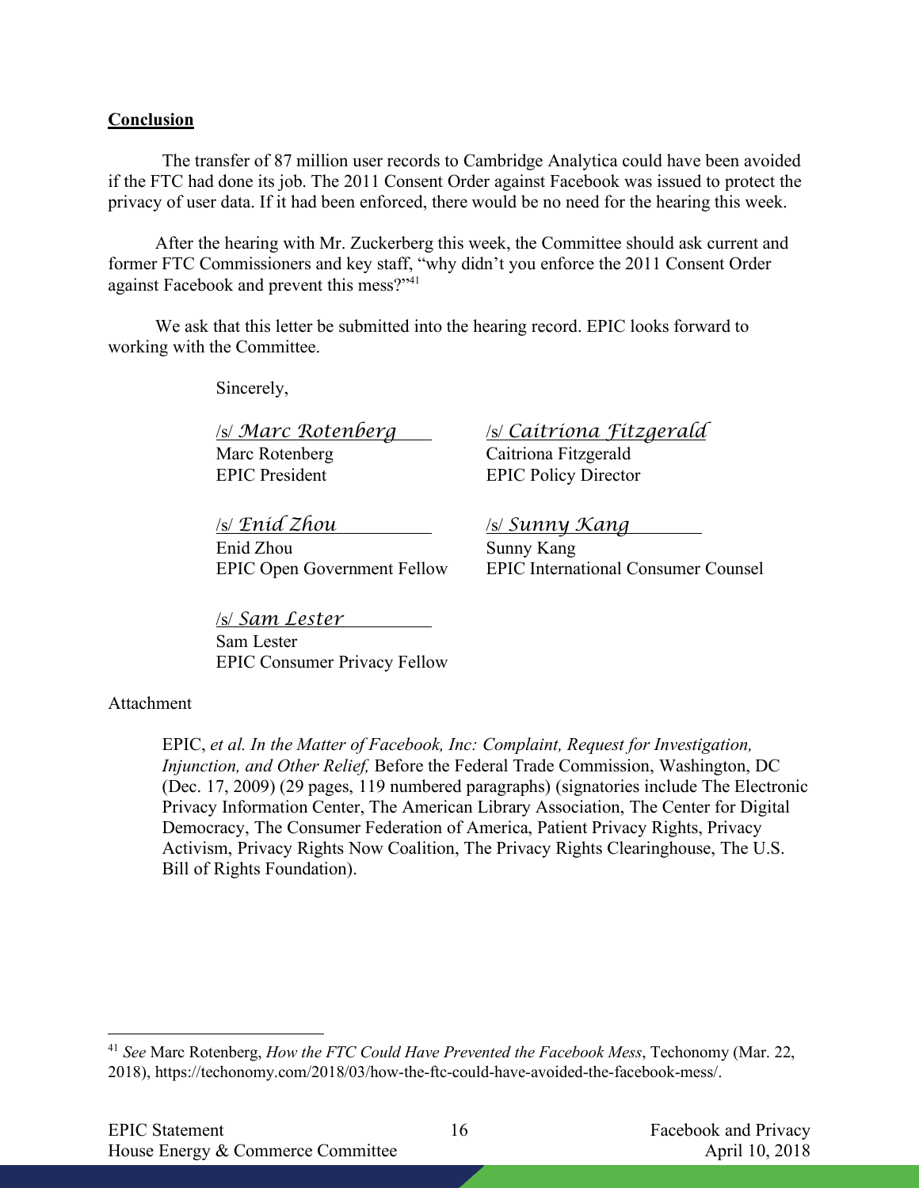**Conclusion**

The transfer of 87 million user records to Cambridge Analytica could have been avoided if the FTC had done its job. The 2011 Consent Order against Facebook was issued to protect the privacy of user data. If it had been enforced, there would be no need for the hearing this week.

After the hearing with Mr. Zuckerberg this week, the Committee should ask current and former FTC Commissioners and key staff, "why didn't you enforce the 2011 Consent Order against Facebook and prevent this mess?"[41]

We ask that this letter be submitted into the hearing record. EPIC looks forward to working with the Committee.

Sincerely,

/s/ *Marc Rotenberg*
Marc Rotenberg
EPIC President

/s/ *Caitriona Fitzgerald*
Caitriona Fitzgerald
EPIC Policy Director

/s/ *Enid Zhou*
Enid Zhou
EPIC Open Government Fellow

/s/ *Sunny Kang*
Sunny Kang
EPIC International Consumer Counsel

/s/ *Sam Lester*
Sam Lester
EPIC Consumer Privacy Fellow

Attachment

EPIC, *et al. In the Matter of Facebook, Inc: Complaint, Request for Investigation, Injunction, and Other Relief,* Before the Federal Trade Commission, Washington, DC (Dec. 17, 2009) (29 pages, 119 numbered paragraphs) (signatories include The Electronic Privacy Information Center, The American Library Association, The Center for Digital Democracy, The Consumer Federation of America, Patient Privacy Rights, Privacy Activism, Privacy Rights Now Coalition, The Privacy Rights Clearinghouse, The U.S. Bill of Rights Foundation).

---

[41] *See* Marc Rotenberg, *How the FTC Could Have Prevented the Facebook Mess*, Techonomy (Mar. 22, 2018), https://techonomy.com/2018/03/how-the-ftc-could-have-avoided-the-facebook-mess/.